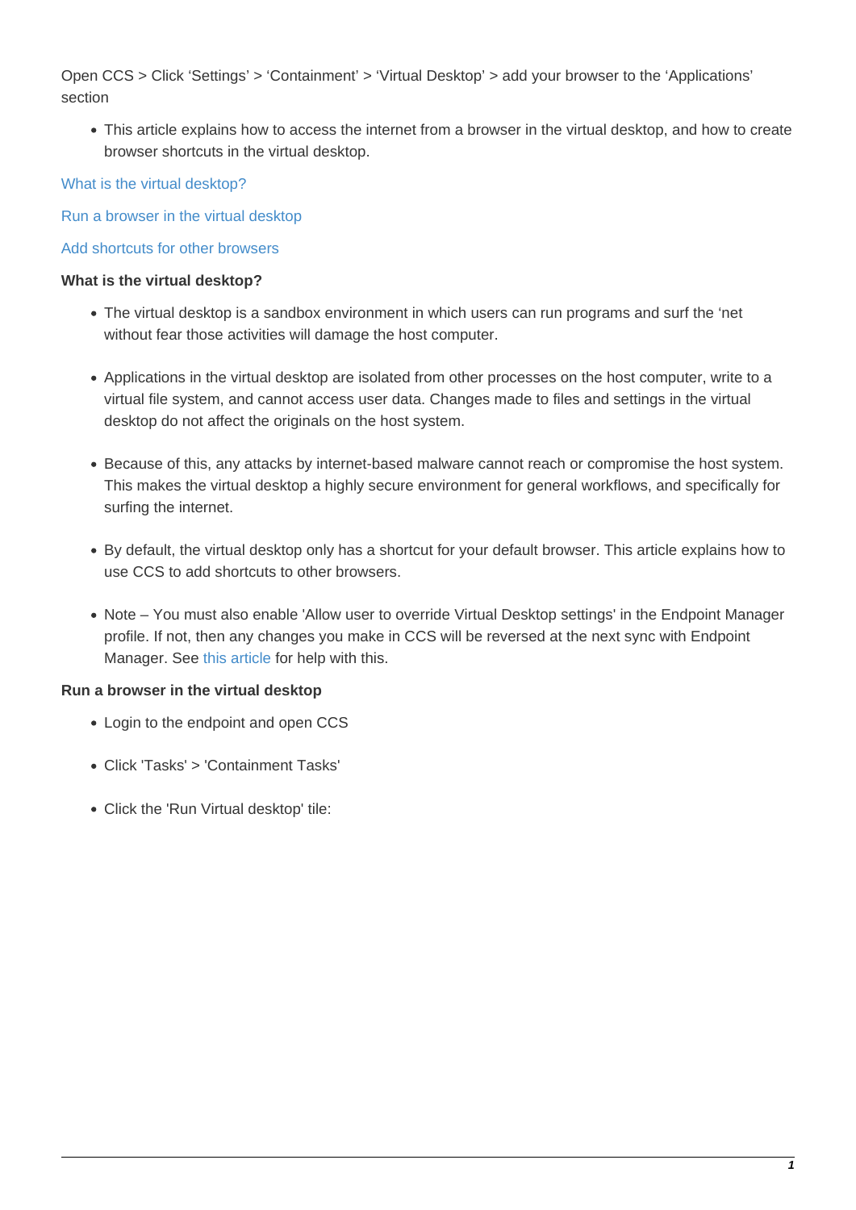Open CCS > Click 'Settings' > 'Containment' > 'Virtual Desktop' > add your browser to the 'Applications' section

- This article explains how to access the internet from a browser in the virtual desktop, and how to create browser shortcuts in the virtual desktop.

What is the virtual desktop?

Run a browser in the virtual desktop

Add shortcuts for other browsers

**What is the virtual desktop?**

- The virtual desktop is a sandbox environment in which users can run programs and surf the 'net without fear those activities will damage the host computer.

- Applications in the virtual desktop are isolated from other processes on the host computer, write to a virtual file system, and cannot access user data. Changes made to files and settings in the virtual desktop do not affect the originals on the host system.

- Because of this, any attacks by internet-based malware cannot reach or compromise the host system. This makes the virtual desktop a highly secure environment for general workflows, and specifically for surfing the internet.

- By default, the virtual desktop only has a shortcut for your default browser. This article explains how to use CCS to add shortcuts to other browsers.

- Note – You must also enable 'Allow user to override Virtual Desktop settings' in the Endpoint Manager profile. If not, then any changes you make in CCS will be reversed at the next sync with Endpoint Manager. See this article for help with this.

**Run a browser in the virtual desktop**

- Login to the endpoint and open CCS

- Click 'Tasks' > 'Containment Tasks'

- Click the 'Run Virtual desktop' tile: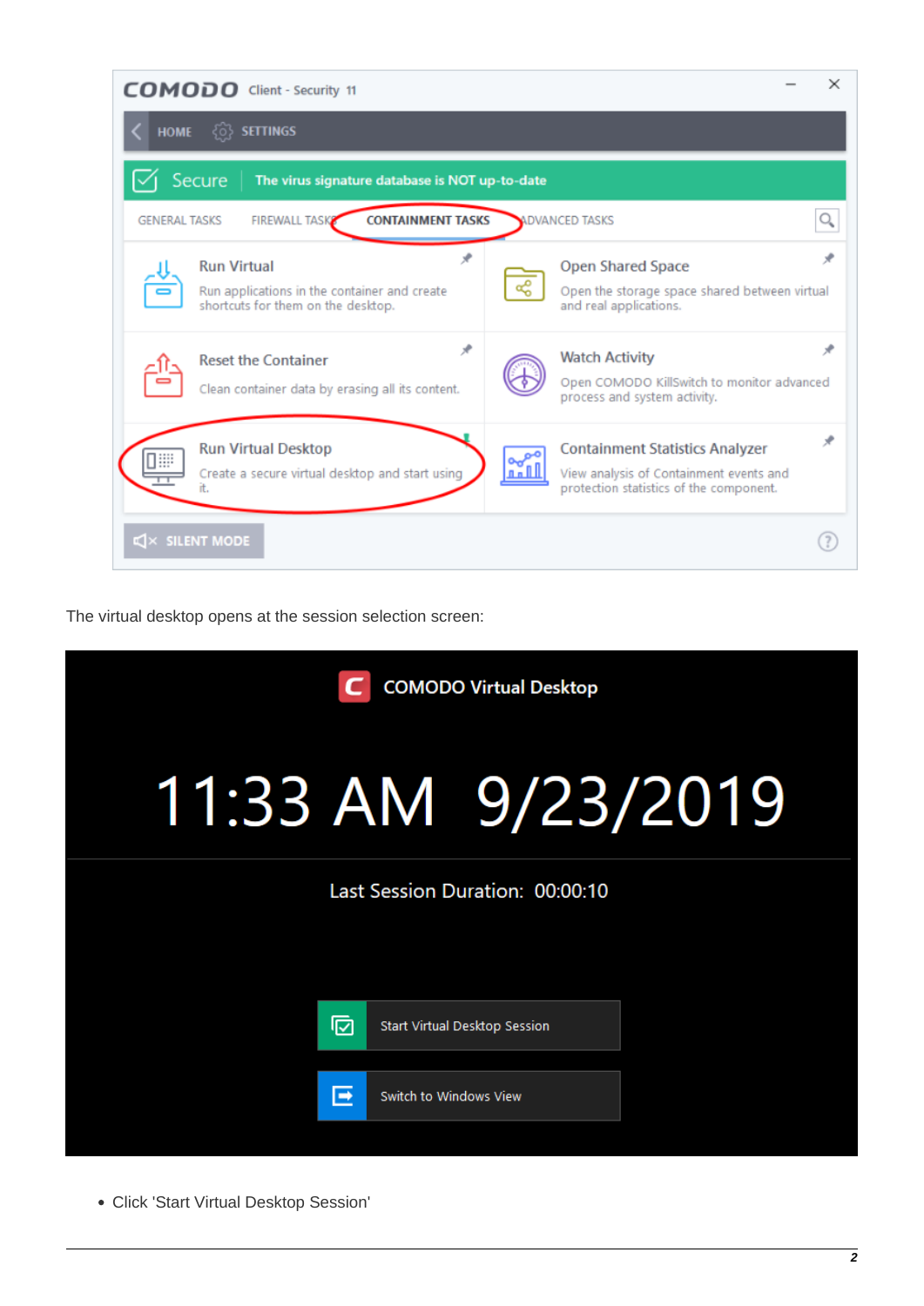The virtual desktop opens at the session selection screen:

- Click 'Start Virtual Desktop Session'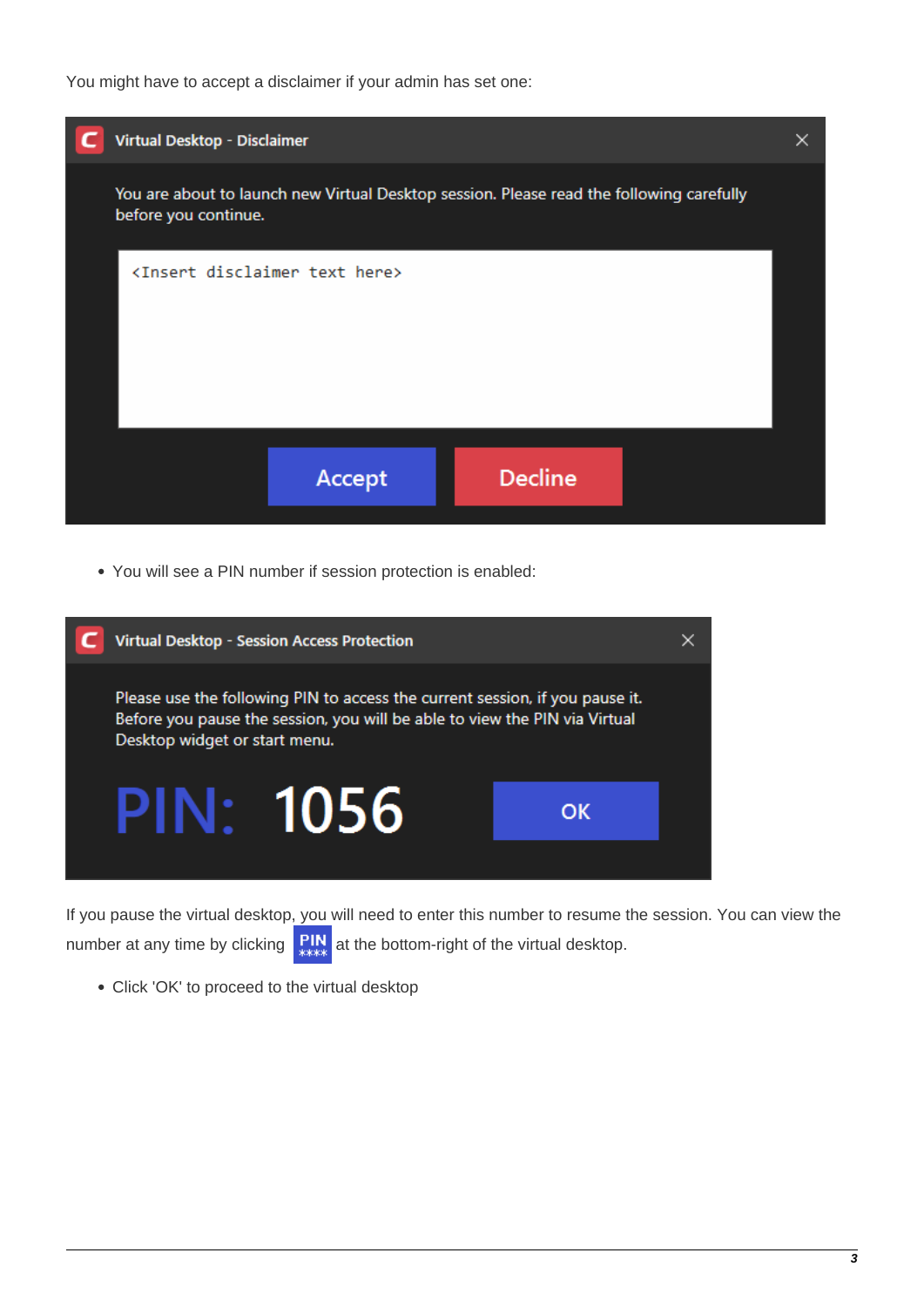You might have to accept a disclaimer if your admin has set one:

- You will see a PIN number if session protection is enabled:

If you pause the virtual desktop, you will need to enter this number to resume the session. You can view the number at any time by clicking at the bottom-right of the virtual desktop.

- Click 'OK' to proceed to the virtual desktop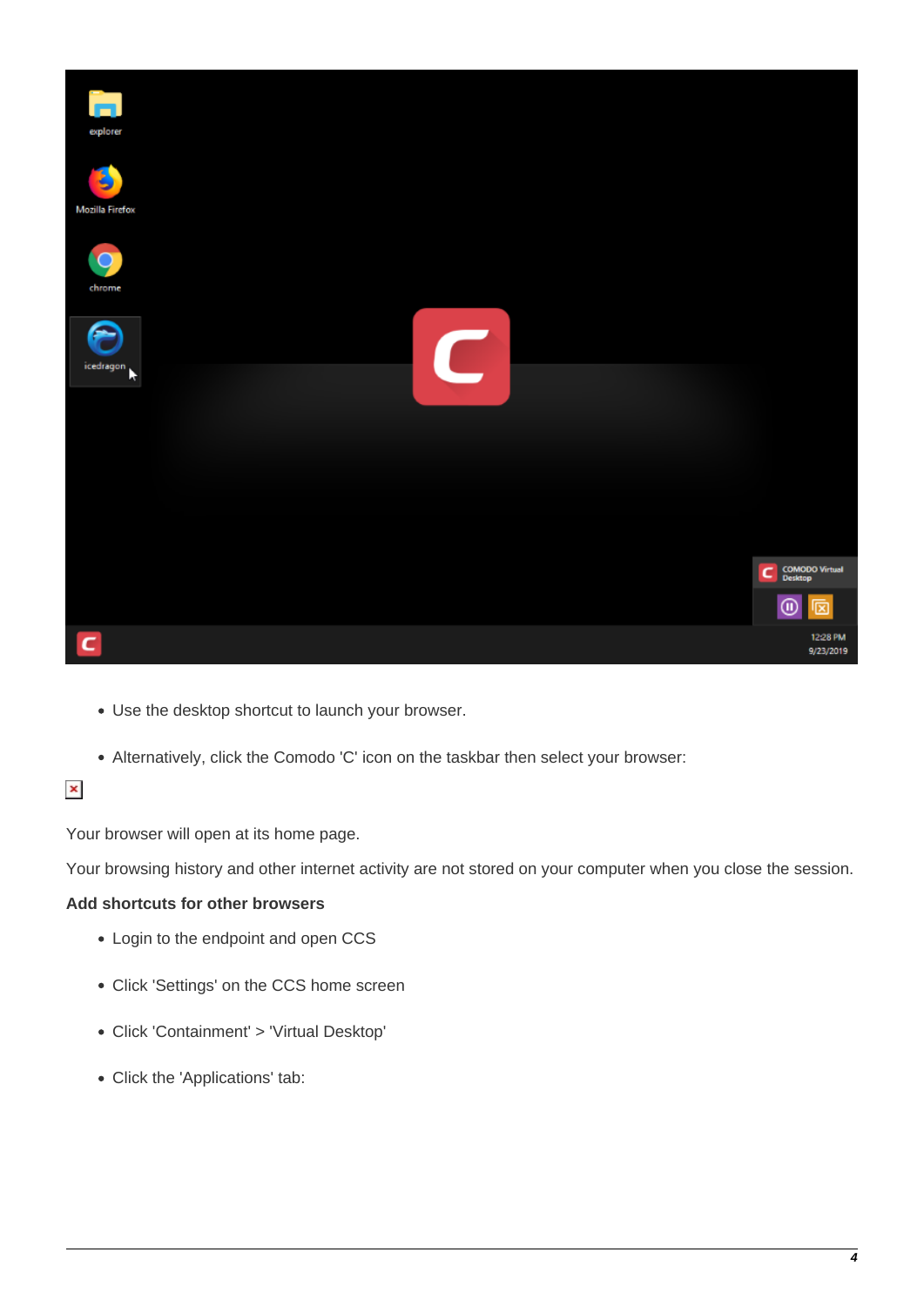- Use the desktop shortcut to launch your browser.
- Alternatively, click the Comodo 'C' icon on the taskbar then select your browser:

Your browser will open at its home page.

Your browsing history and other internet activity are not stored on your computer when you close the session.

**Add shortcuts for other browsers**

- Login to the endpoint and open CCS
- Click 'Settings' on the CCS home screen
- Click 'Containment' > 'Virtual Desktop'
- Click the 'Applications' tab: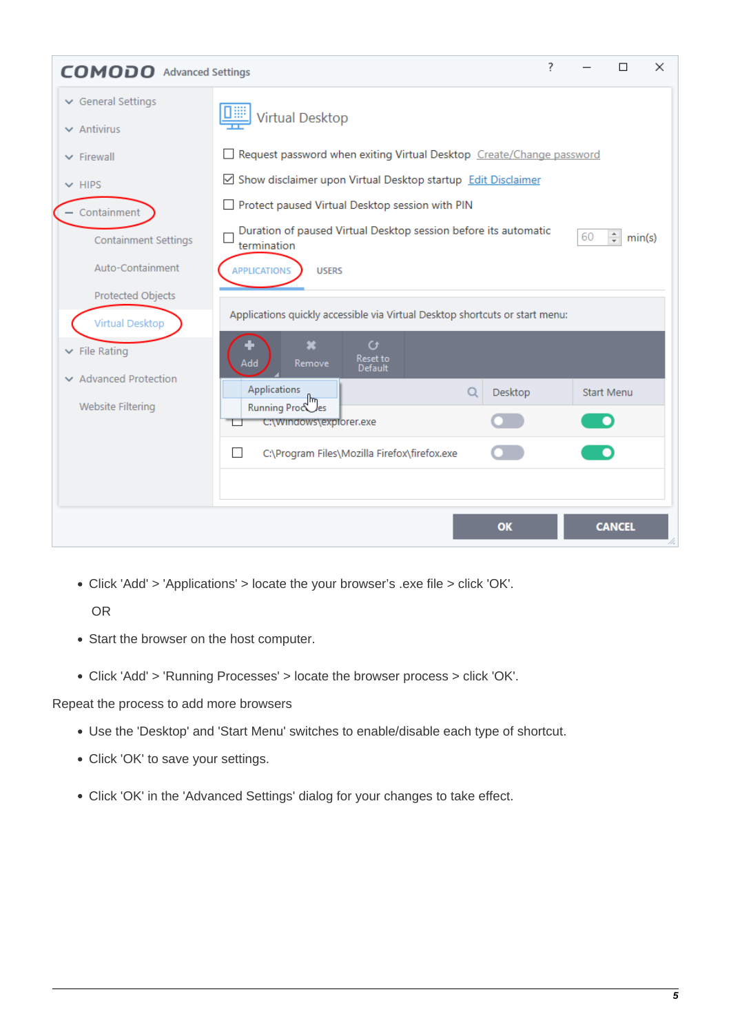- Click 'Add' > 'Applications' > locate the your browser's .exe file > click 'OK'.

  OR

- Start the browser on the host computer.

- Click 'Add' > 'Running Processes' > locate the browser process > click 'OK'.

Repeat the process to add more browsers

- Use the 'Desktop' and 'Start Menu' switches to enable/disable each type of shortcut.
- Click 'OK' to save your settings.

- Click 'OK' in the 'Advanced Settings' dialog for your changes to take effect.